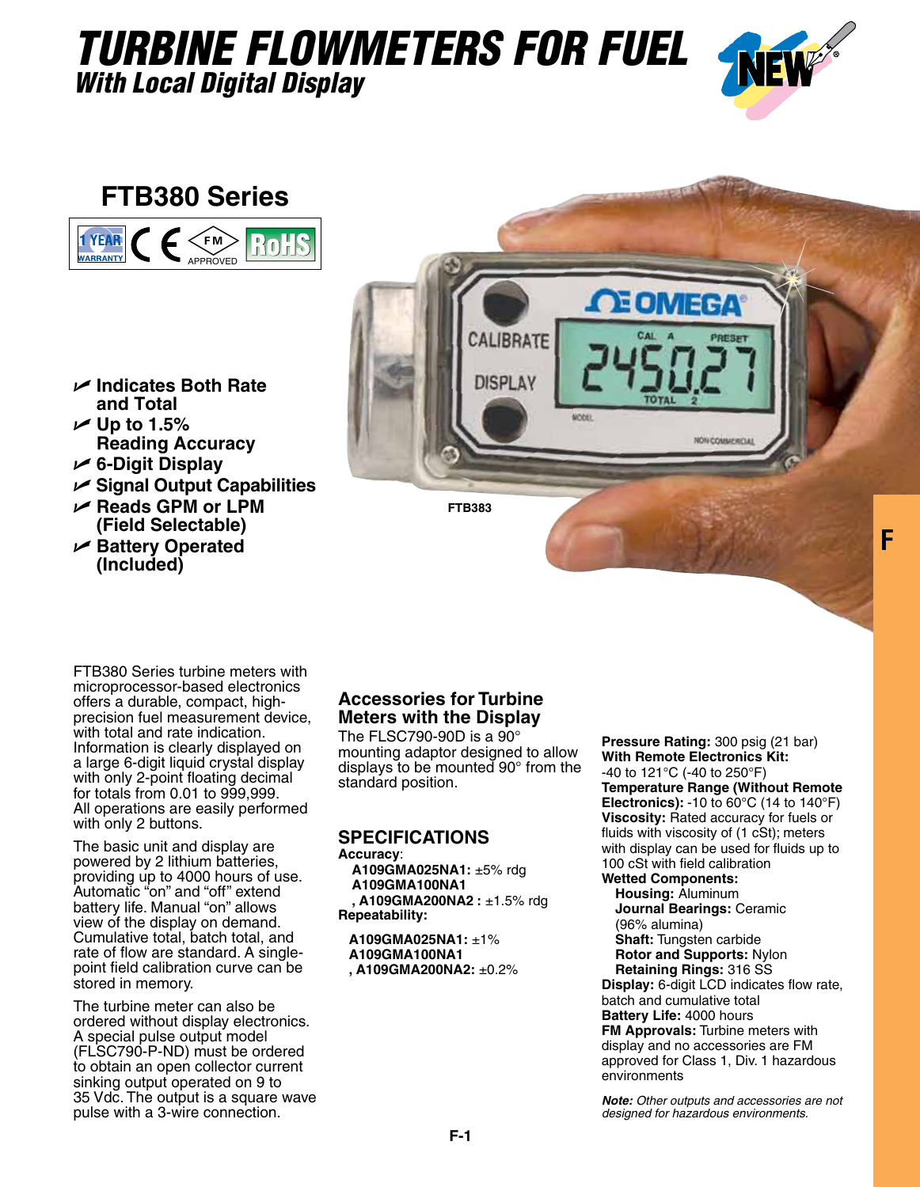# TURBINE FLOWMETERS FOR FUEL

## With Local Digital Display

## FTB380 Series

- Indicates Both Rate and Total
- Up to 1.5% Reading Accuracy
- 6-Digit Display
- Signal Output Capabilities
- Reads GPM or LPM (Field Selectable)
- Battery Operated (Included)

FTB383

FTB380 Series turbine meters with microprocessor-based electronics offers a durable, compact, high-precision fuel measurement device, with total and rate indication. Information is clearly displayed on a large 6-digit liquid crystal display with only 2-point floating decimal for totals from 0.01 to 999,999. All operations are easily performed with only 2 buttons.

The basic unit and display are powered by 2 lithium batteries, providing up to 4000 hours of use. Automatic "on" and "off" extend battery life. Manual "on" allows view of the display on demand. Cumulative total, batch total, and rate of flow are standard. A single-point field calibration curve can be stored in memory.

The turbine meter can also be ordered without display electronics. A special pulse output model (FLSC790-P-ND) must be ordered to obtain an open collector current sinking output operated on 9 to 35 Vdc. The output is a square wave pulse with a 3-wire connection.

### Accessories for Turbine Meters with the Display

The FLSC790-90D is a 90° mounting adaptor designed to allow displays to be mounted 90° from the standard position.

### SPECIFICATIONS

**Accuracy**:
- **A109GMA025NA1:** ±5% rdg
- **A109GMA100NA1, A109GMA200NA2 :** ±1.5% rdg

**Repeatability:**
- **A109GMA025NA1:** ±1%
- **A109GMA100NA1, A109GMA200NA2:** ±0.2%

**Pressure Rating:** 300 psig (21 bar)
**With Remote Electronics Kit:** -40 to 121°C (-40 to 250°F)
**Temperature Range (Without Remote Electronics):** -10 to 60°C (14 to 140°F)
**Viscosity:** Rated accuracy for fuels or fluids with viscosity of (1 cSt); meters with display can be used for fluids up to 100 cSt with field calibration
**Wetted Components:**
- **Housing:** Aluminum
- **Journal Bearings:** Ceramic (96% alumina)
- **Shaft:** Tungsten carbide
- **Rotor and Supports:** Nylon
- **Retaining Rings:** 316 SS

**Display:** 6-digit LCD indicates flow rate, batch and cumulative total
**Battery Life:** 4000 hours
**FM Approvals:** Turbine meters with display and no accessories are FM approved for Class 1, Div. 1 hazardous environments

***Note:*** *Other outputs and accessories are not designed for hazardous environments.*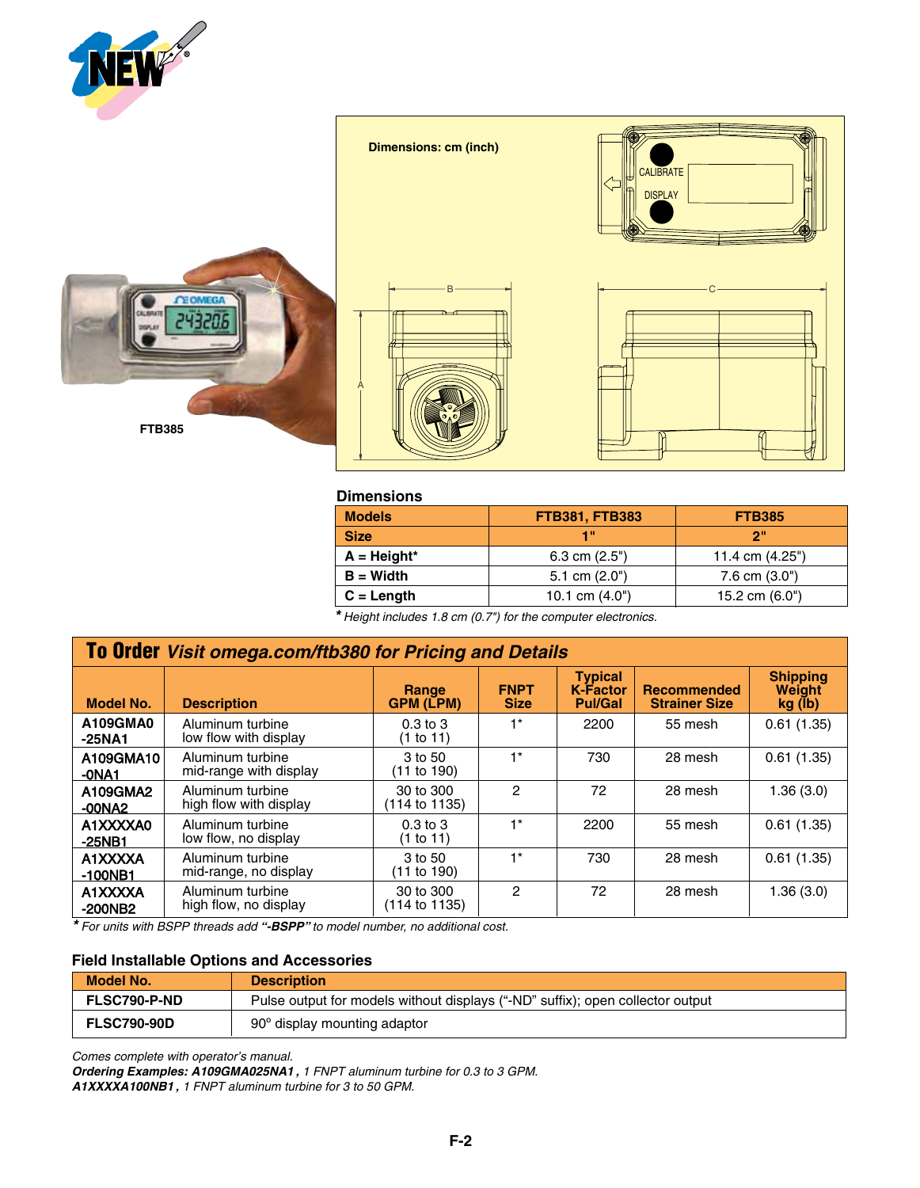FTB385

Dimensions: cm (inch)

## Dimensions

| Models | FTB381, FTB383 | FTB385 |
|---|---|---|
| Size | 1" | 2" |
| A = Height* | 6.3 cm (2.5") | 11.4 cm (4.25") |
| B = Width | 5.1 cm (2.0") | 7.6 cm (3.0") |
| C = Length | 10.1 cm (4.0") | 15.2 cm (6.0") |

*\* Height includes 1.8 cm (0.7") for the computer electronics.*

## To Order *Visit omega.com/ftb380 for Pricing and Details*

| Model No. | Description | Range GPM (LPM) | FNPT Size | Typical K-Factor Pul/Gal | Recommended Strainer Size | Shipping Weight kg (lb) |
|---|---|---|---|---|---|---|
| A109GMA0-25NA1 | Aluminum turbine low flow with display | 0.3 to 3 (1 to 11) | 1* | 2200 | 55 mesh | 0.61 (1.35) |
| A109GMA10-0NA1 | Aluminum turbine mid-range with display | 3 to 50 (11 to 190) | 1* | 730 | 28 mesh | 0.61 (1.35) |
| A109GMA2-00NA2 | Aluminum turbine high flow with display | 30 to 300 (114 to 1135) | 2 | 72 | 28 mesh | 1.36 (3.0) |
| A1XXXXA0-25NB1 | Aluminum turbine low flow, no display | 0.3 to 3 (1 to 11) | 1* | 2200 | 55 mesh | 0.61 (1.35) |
| A1XXXXA-100NB1 | Aluminum turbine mid-range, no display | 3 to 50 (11 to 190) | 1* | 730 | 28 mesh | 0.61 (1.35) |
| A1XXXXA-200NB2 | Aluminum turbine high flow, no display | 30 to 300 (114 to 1135) | 2 | 72 | 28 mesh | 1.36 (3.0) |

*\* For units with BSPP threads add **"-BSPP"** to model number, no additional cost.*

### Field Installable Options and Accessories

| Model No. | Description |
|---|---|
| FLSC790-P-ND | Pulse output for models without displays ("-ND" suffix); open collector output |
| FLSC790-90D | 90° display mounting adaptor |

*Comes complete with operator's manual.*

***Ordering Examples: A109GMA025NA1**, 1 FNPT aluminum turbine for 0.3 to 3 GPM.*

***A1XXXXA100NB1**, 1 FNPT aluminum turbine for 3 to 50 GPM.*